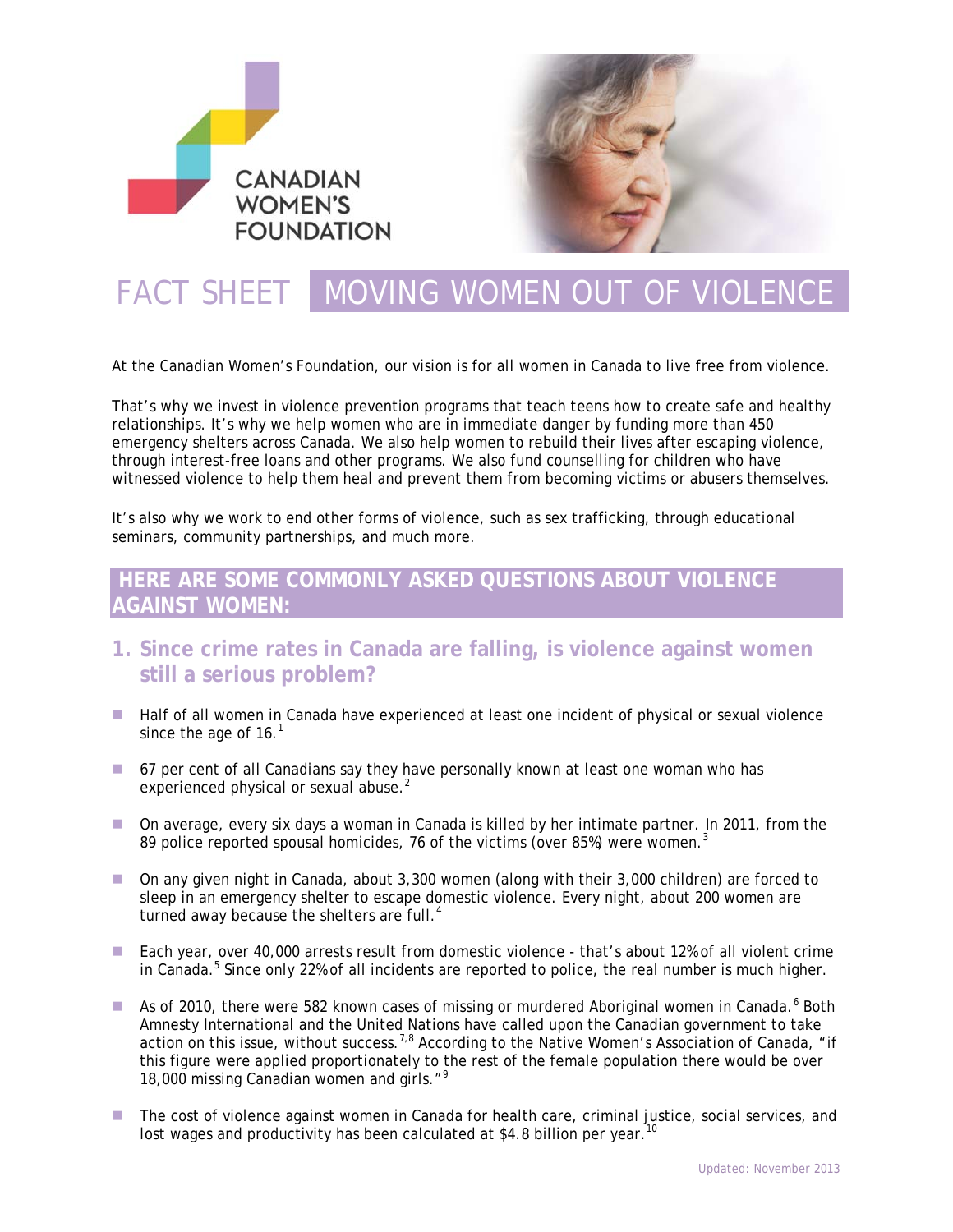CANADIAN WOMEN'S FOUNDATION

# FACT SHEET MOVING WOMEN OUT OF VIOLENCE

At the Canadian Women's Foundation, our vision is for all women in Canada to live free from violence.

That's why we invest in violence prevention programs that teach teens how to create safe and healthy relationships. It's why we help women who are in immediate danger by funding more than 450 emergency shelters across Canada. We also help women to rebuild their lives after escaping violence, through interest-free loans and other programs. We also fund counselling for children who have witnessed violence to help them heal and prevent them from becoming victims or abusers themselves.

It's also why we work to end other forms of violence, such as sex trafficking, through educational seminars, community partnerships, and much more.

## HERE ARE SOME COMMONLY ASKED QUESTIONS ABOUT VIOLENCE AGAINST WOMEN:

### 1. Since crime rates in Canada are falling, is violence against women still a serious problem?

- Half of all women in Canada have experienced at least one incident of physical or sexual violence since the age of 16.[1]
- 67 per cent of all Canadians say they have personally known at least one woman who has experienced physical or sexual abuse.[2]
- On average, every six days a woman in Canada is killed by her intimate partner. In 2011, from the 89 police reported spousal homicides, 76 of the victims (over 85%) were women.[3]
- On any given night in Canada, about 3,300 women (along with their 3,000 children) are forced to sleep in an emergency shelter to escape domestic violence. Every night, about 200 women are turned away because the shelters are full.[4]
- Each year, over 40,000 arrests result from domestic violence - that's about 12% of all violent crime in Canada.[5] Since only 22% of all incidents are reported to police, the real number is much higher.
- As of 2010, there were 582 known cases of missing or murdered Aboriginal women in Canada.[6] Both Amnesty International and the United Nations have called upon the Canadian government to take action on this issue, without success.[7,8] According to the Native Women's Association of Canada, "if this figure were applied proportionately to the rest of the female population there would be over 18,000 missing Canadian women and girls."[9]
- The cost of violence against women in Canada for health care, criminal justice, social services, and lost wages and productivity has been calculated at $4.8 billion per year.[10]

Updated: November 2013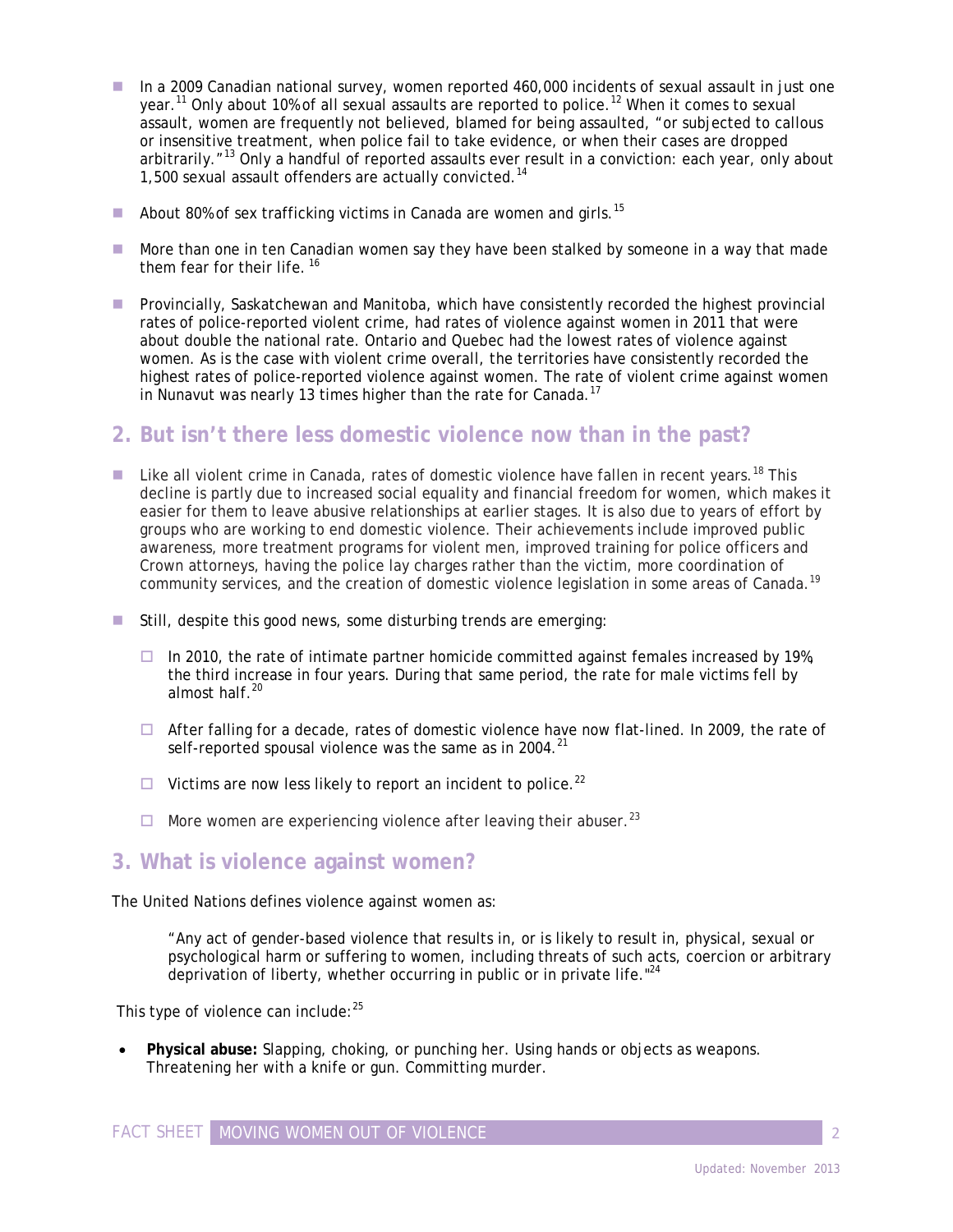- In a 2009 Canadian national survey, women reported 460,000 incidents of sexual assault in just one year.[11] Only about 10% of all sexual assaults are reported to police.[12] When it comes to sexual assault, women are frequently not believed, blamed for being assaulted, "or subjected to callous or insensitive treatment, when police fail to take evidence, or when their cases are dropped arbitrarily."[13] Only a handful of reported assaults ever result in a conviction: each year, only about 1,500 sexual assault offenders are actually convicted.[14]

- About 80% of sex trafficking victims in Canada are women and girls.[15]

- More than one in ten Canadian women say they have been stalked by someone in a way that made them fear for their life.[16]

- Provincially, Saskatchewan and Manitoba, which have consistently recorded the highest provincial rates of police-reported violent crime, had rates of violence against women in 2011 that were about double the national rate. Ontario and Quebec had the lowest rates of violence against women. As is the case with violent crime overall, the territories have consistently recorded the highest rates of police-reported violence against women. The rate of violent crime against women in Nunavut was nearly 13 times higher than the rate for Canada.[17]

## 2. But isn't there less domestic violence now than in the past?

- Like all violent crime in Canada, rates of domestic violence have fallen in recent years.[18] This decline is partly due to increased social equality and financial freedom for women, which makes it easier for them to leave abusive relationships at earlier stages. It is also due to years of effort by groups who are working to end domestic violence. Their achievements include improved public awareness, more treatment programs for violent men, improved training for police officers and Crown attorneys, having the police lay charges rather than the victim, more coordination of community services, and the creation of domestic violence legislation in some areas of Canada.[19]

- Still, despite this good news, some disturbing trends are emerging:

  - In 2010, the rate of intimate partner homicide committed against females increased by 19%, the third increase in four years. During that same period, the rate for male victims fell by almost half.[20]

  - After falling for a decade, rates of domestic violence have now flat-lined. In 2009, the rate of self-reported spousal violence was the same as in 2004.[21]

  - Victims are now less likely to report an incident to police.[22]

  - More women are experiencing violence after leaving their abuser.[23]

## 3. What is violence against women?

The United Nations defines violence against women as:

> "Any act of gender-based violence that results in, or is likely to result in, physical, sexual or psychological harm or suffering to women, including threats of such acts, coercion or arbitrary deprivation of liberty, whether occurring in public or in private life."[24]

This type of violence can include:[25]

- **Physical abuse:** Slapping, choking, or punching her. Using hands or objects as weapons. Threatening her with a knife or gun. Committing murder.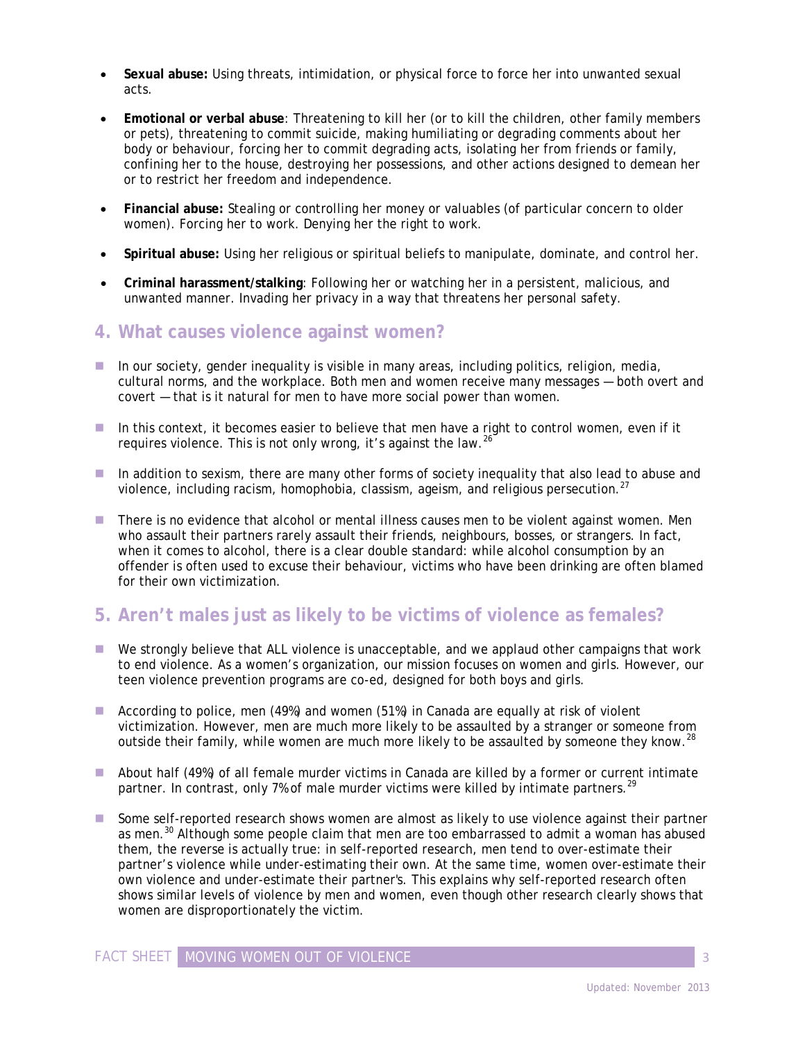- **Sexual abuse:** Using threats, intimidation, or physical force to force her into unwanted sexual acts.
- **Emotional or verbal abuse**: Threatening to kill her (or to kill the children, other family members or pets), threatening to commit suicide, making humiliating or degrading comments about her body or behaviour, forcing her to commit degrading acts, isolating her from friends or family, confining her to the house, destroying her possessions, and other actions designed to demean her or to restrict her freedom and independence.
- **Financial abuse:** Stealing or controlling her money or valuables (of particular concern to older women). Forcing her to work. Denying her the right to work.
- **Spiritual abuse:** Using her religious or spiritual beliefs to manipulate, dominate, and control her.
- **Criminal harassment/stalking**: Following her or watching her in a persistent, malicious, and unwanted manner. Invading her privacy in a way that threatens her personal safety.

## 4. What causes violence against women?

- In our society, gender inequality is visible in many areas, including politics, religion, media, cultural norms, and the workplace. Both men and women receive many messages — both overt and covert — that is it natural for men to have more social power than women.
- In this context, it becomes easier to believe that men have a right to control women, even if it requires violence. This is not only wrong, it's against the law.[26]
- In addition to sexism, there are many other forms of society inequality that also lead to abuse and violence, including racism, homophobia, classism, ageism, and religious persecution.[27]
- There is no evidence that alcohol or mental illness causes men to be violent against women. Men who assault their partners rarely assault their friends, neighbours, bosses, or strangers. In fact, when it comes to alcohol, there is a clear double standard: while alcohol consumption by an offender is often used to excuse their behaviour, victims who have been drinking are often blamed for their own victimization.

## 5. Aren't males just as likely to be victims of violence as females?

- We strongly believe that ALL violence is unacceptable, and we applaud other campaigns that work to end violence. As a women's organization, our mission focuses on women and girls. However, our teen violence prevention programs are co-ed, designed for both boys and girls.
- According to police, men (49%) and women (51%) in Canada are equally at risk of violent victimization. However, men are much more likely to be assaulted by a stranger or someone from outside their family, while women are much more likely to be assaulted by someone they know.[28]
- About half (49%) of all female murder victims in Canada are killed by a former or current intimate partner. In contrast, only 7% of male murder victims were killed by intimate partners.[29]
- Some self-reported research shows women are almost as likely to use violence against their partner as men.[30] Although some people claim that men are too embarrassed to admit a woman has abused them, the reverse is actually true: in self-reported research, men tend to over-estimate their partner's violence while under-estimating their own. At the same time, women over-estimate their own violence and under-estimate their partner's. This explains why self-reported research often shows similar levels of violence by men and women, even though other research clearly shows that women are disproportionately the victim.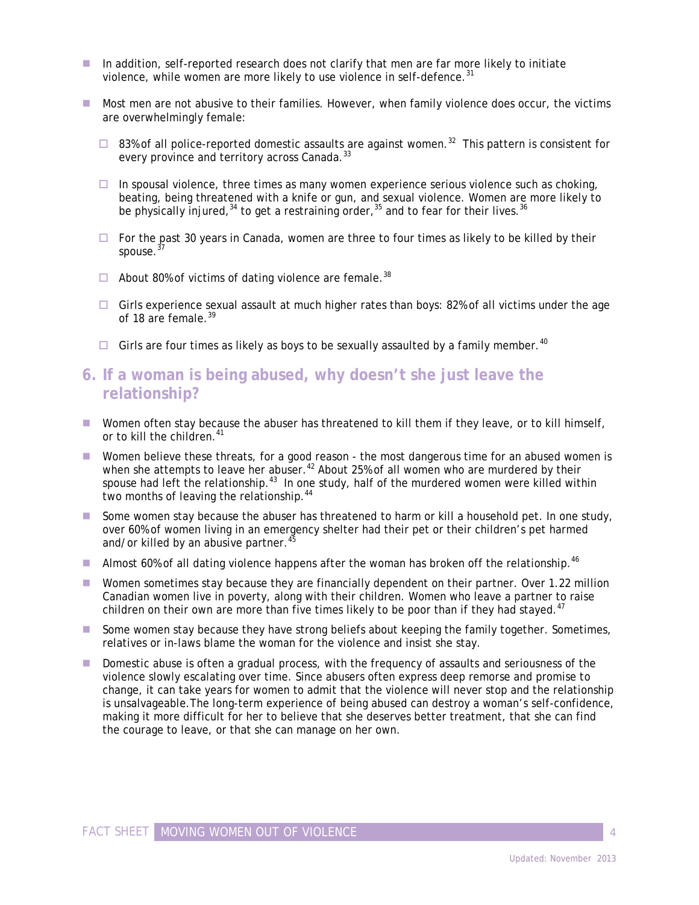- In addition, self-reported research does not clarify that men are far more likely to initiate violence, while women are more likely to use violence in self-defence.[31]
- Most men are not abusive to their families. However, when family violence does occur, the victims are overwhelmingly female:
  - 83% of all police-reported domestic assaults are against women.[32] This pattern is consistent for every province and territory across Canada.[33]
  - In spousal violence, three times as many women experience serious violence such as choking, beating, being threatened with a knife or gun, and sexual violence. Women are more likely to be physically injured,[34] to get a restraining order,[35] and to fear for their lives.[36]
  - For the past 30 years in Canada, women are three to four times as likely to be killed by their spouse.[37]
  - About 80% of victims of dating violence are female.[38]
  - Girls experience sexual assault at much higher rates than boys: 82% of all victims under the age of 18 are female.[39]
  - Girls are four times as likely as boys to be sexually assaulted by a family member.[40]

## 6. If a woman is being abused, why doesn't she just leave the relationship?

- Women often stay because the abuser has threatened to kill them if they leave, or to kill himself, or to kill the children.[41]
- Women believe these threats, for a good reason - the most dangerous time for an abused women is when she attempts to leave her abuser.[42] About 25% of all women who are murdered by their spouse had left the relationship.[43] In one study, half of the murdered women were killed within two months of leaving the relationship.[44]
- Some women stay because the abuser has threatened to harm or kill a household pet. In one study, over 60% of women living in an emergency shelter had their pet or their children's pet harmed and/or killed by an abusive partner.[45]
- Almost 60% of all dating violence happens after the woman has broken off the relationship.[46]
- Women sometimes stay because they are financially dependent on their partner. Over 1.22 million Canadian women live in poverty, along with their children. Women who leave a partner to raise children on their own are more than five times likely to be poor than if they had stayed.[47]
- Some women stay because they have strong beliefs about keeping the family together. Sometimes, relatives or in-laws blame the woman for the violence and insist she stay.
- Domestic abuse is often a gradual process, with the frequency of assaults and seriousness of the violence slowly escalating over time. Since abusers often express deep remorse and promise to change, it can take years for women to admit that the violence will never stop and the relationship is unsalvageable. The long-term experience of being abused can destroy a woman's self-confidence, making it more difficult for her to believe that she deserves better treatment, that she can find the courage to leave, or that she can manage on her own.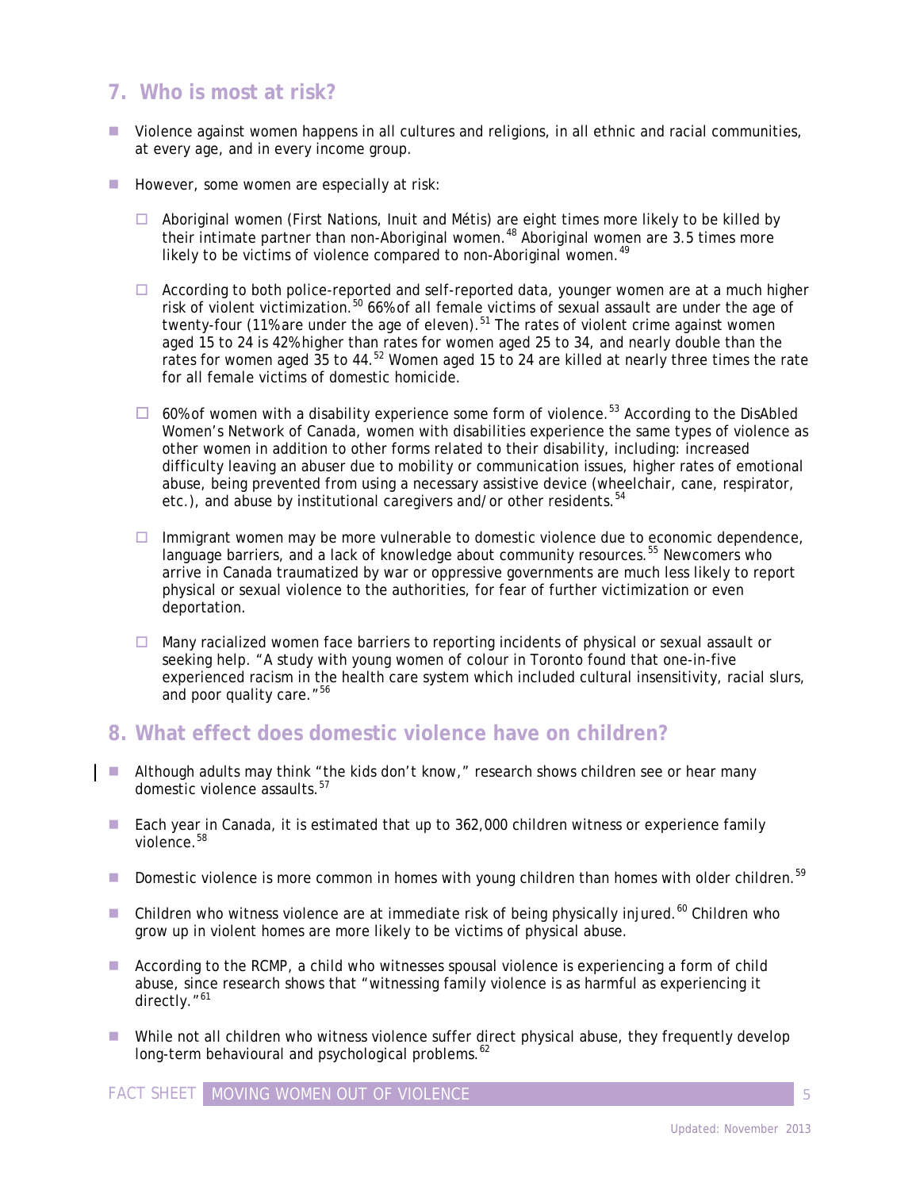## 7. Who is most at risk?

- Violence against women happens in all cultures and religions, in all ethnic and racial communities, at every age, and in every income group.
- However, some women are especially at risk:
  - Aboriginal women (First Nations, Inuit and Métis) are eight times more likely to be killed by their intimate partner than non-Aboriginal women.[48] Aboriginal women are 3.5 times more likely to be victims of violence compared to non-Aboriginal women.[49]
  - According to both police-reported and self-reported data, younger women are at a much higher risk of violent victimization.[50] 66% of all female victims of sexual assault are under the age of twenty-four (11% are under the age of eleven).[51] The rates of violent crime against women aged 15 to 24 is 42% higher than rates for women aged 25 to 34, and nearly double than the rates for women aged 35 to 44.[52] Women aged 15 to 24 are killed at nearly three times the rate for all female victims of domestic homicide.
  - 60% of women with a disability experience some form of violence.[53] According to the DisAbled Women's Network of Canada, women with disabilities experience the same types of violence as other women in addition to other forms related to their disability, including: increased difficulty leaving an abuser due to mobility or communication issues, higher rates of emotional abuse, being prevented from using a necessary assistive device (wheelchair, cane, respirator, etc.), and abuse by institutional caregivers and/or other residents.[54]
  - Immigrant women may be more vulnerable to domestic violence due to economic dependence, language barriers, and a lack of knowledge about community resources.[55] Newcomers who arrive in Canada traumatized by war or oppressive governments are much less likely to report physical or sexual violence to the authorities, for fear of further victimization or even deportation.
  - Many racialized women face barriers to reporting incidents of physical or sexual assault or seeking help. "A study with young women of colour in Toronto found that one-in-five experienced racism in the health care system which included cultural insensitivity, racial slurs, and poor quality care."[56]

## 8. What effect does domestic violence have on children?

- Although adults may think "the kids don't know," research shows children see or hear many domestic violence assaults.[57]
- Each year in Canada, it is estimated that up to 362,000 children witness or experience family violence.[58]
- Domestic violence is more common in homes with young children than homes with older children.[59]
- Children who witness violence are at immediate risk of being physically injured.[60] Children who grow up in violent homes are more likely to be victims of physical abuse.
- According to the RCMP, a child who witnesses spousal violence is experiencing a form of child abuse, since research shows that "witnessing family violence is as harmful as experiencing it directly."[61]
- While not all children who witness violence suffer direct physical abuse, they frequently develop long-term behavioural and psychological problems.[62]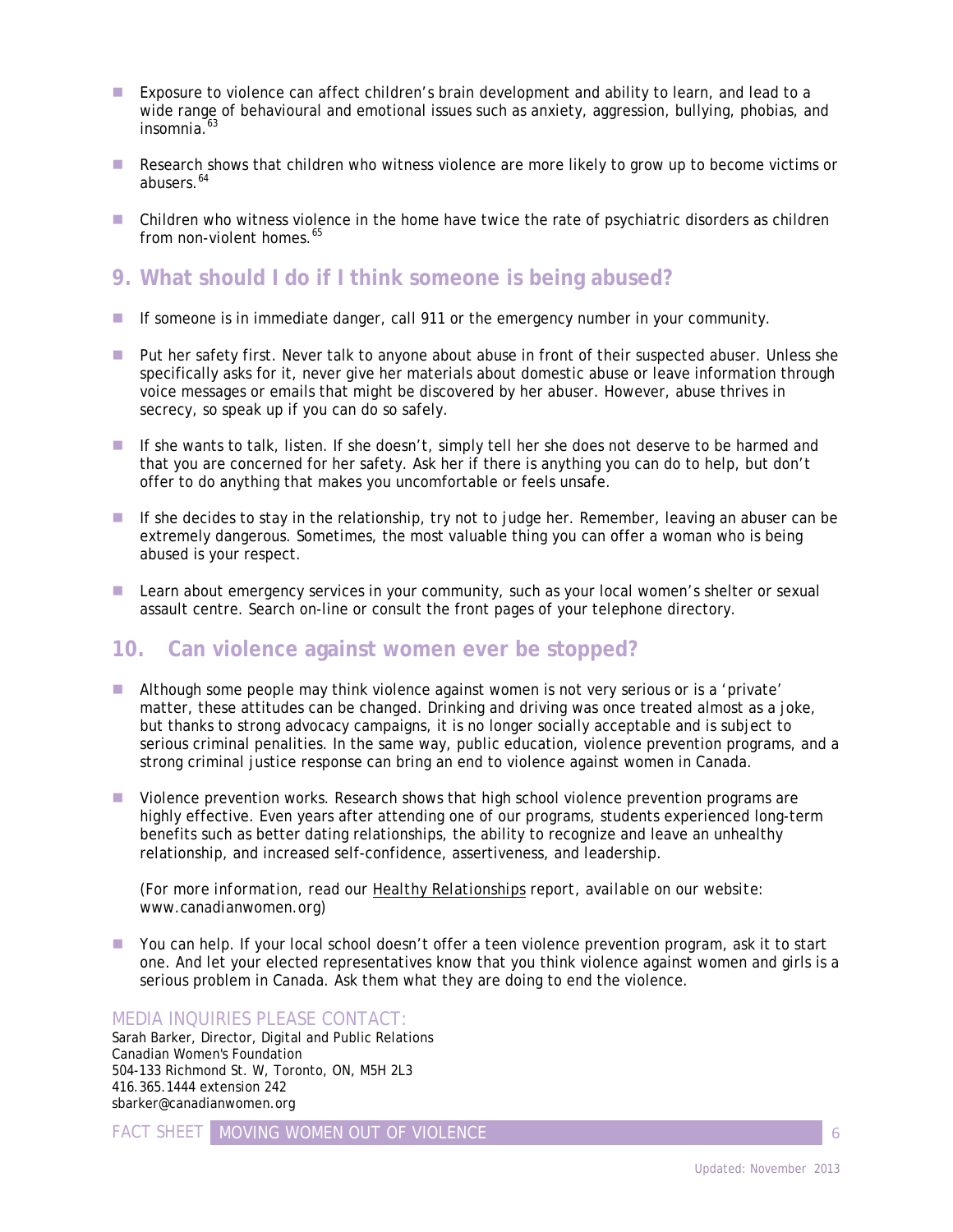- Exposure to violence can affect children's brain development and ability to learn, and lead to a wide range of behavioural and emotional issues such as anxiety, aggression, bullying, phobias, and insomnia.[63]
- Research shows that children who witness violence are more likely to grow up to become victims or abusers.[64]
- Children who witness violence in the home have twice the rate of psychiatric disorders as children from non-violent homes.[65]

## 9. What should I do if I think someone is being abused?

- If someone is in immediate danger, call 911 or the emergency number in your community.
- Put her safety first. Never talk to anyone about abuse in front of their suspected abuser. Unless she specifically asks for it, never give her materials about domestic abuse or leave information through voice messages or emails that might be discovered by her abuser. However, abuse thrives in secrecy, so speak up if you can do so safely.
- If she wants to talk, listen. If she doesn't, simply tell her she does not deserve to be harmed and that you are concerned for her safety. Ask her if there is anything you can do to help, but don't offer to do anything that makes you uncomfortable or feels unsafe.
- If she decides to stay in the relationship, try not to judge her. Remember, leaving an abuser can be extremely dangerous. Sometimes, the most valuable thing you can offer a woman who is being abused is your respect.
- Learn about emergency services in your community, such as your local women's shelter or sexual assault centre. Search on-line or consult the front pages of your telephone directory.

## 10. Can violence against women ever be stopped?

- Although some people may think violence against women is not very serious or is a 'private' matter, these attitudes can be changed. Drinking and driving was once treated almost as a joke, but thanks to strong advocacy campaigns, it is no longer socially acceptable and is subject to serious criminal penalities. In the same way, public education, violence prevention programs, and a strong criminal justice response can bring an end to violence against women in Canada.
- Violence prevention works. Research shows that high school violence prevention programs are highly effective. Even years after attending one of our programs, students experienced long-term benefits such as better dating relationships, the ability to recognize and leave an unhealthy relationship, and increased self-confidence, assertiveness, and leadership.

  (For more information, read our Healthy Relationships report, available on our website: www.canadianwomen.org)

- You can help. If your local school doesn't offer a teen violence prevention program, ask it to start one. And let your elected representatives know that you think violence against women and girls is a serious problem in Canada. Ask them what they are doing to end the violence.

MEDIA INQUIRIES PLEASE CONTACT:

Sarah Barker, Director, Digital and Public Relations
Canadian Women's Foundation
504-133 Richmond St. W, Toronto, ON, M5H 2L3
416.365.1444 extension 242
sbarker@canadianwomen.org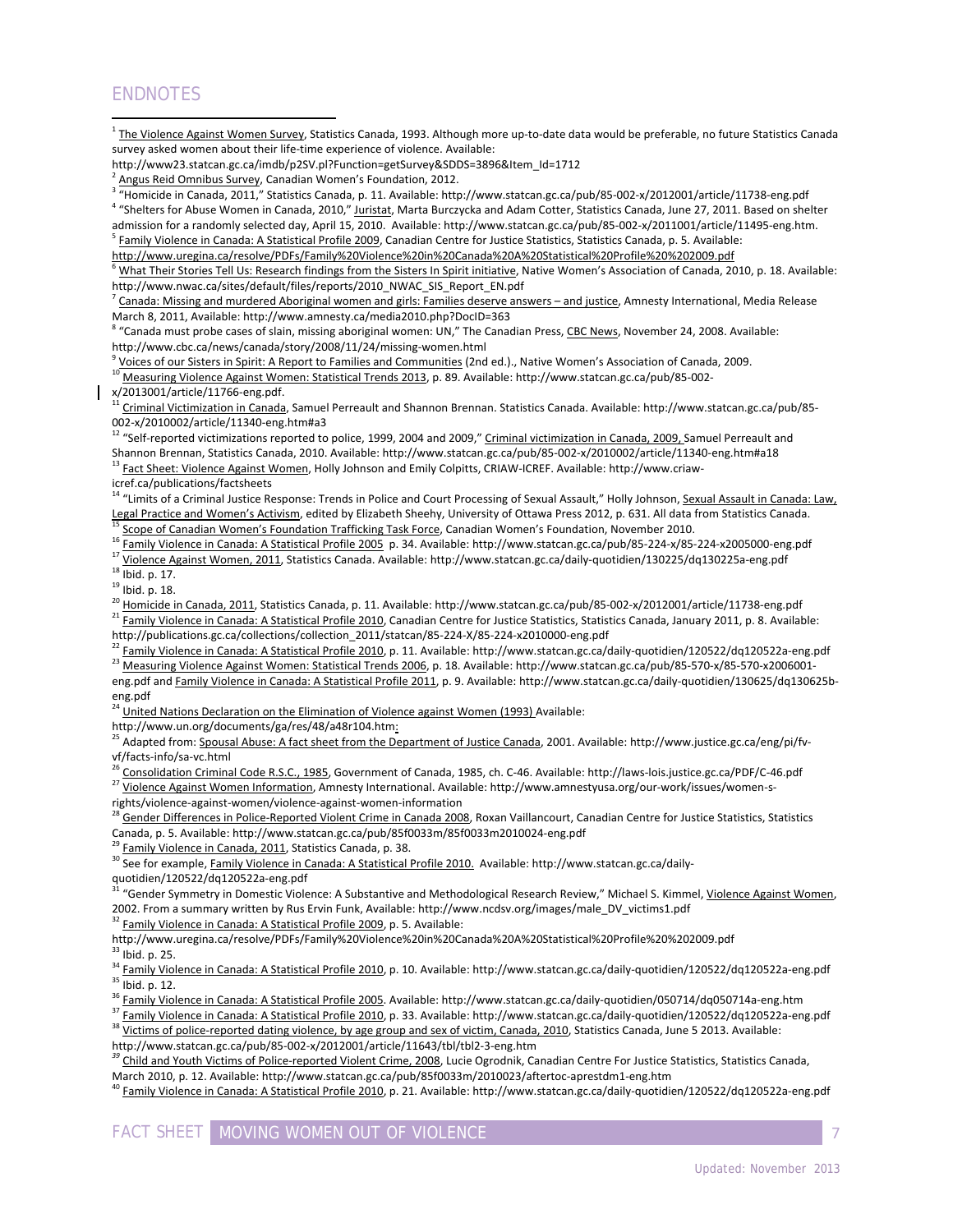## ENDNOTES

[1] The Violence Against Women Survey, Statistics Canada, 1993. Although more up-to-date data would be preferable, no future Statistics Canada survey asked women about their life-time experience of violence. Available: http://www23.statcan.gc.ca/imdb/p2SV.pl?Function=getSurvey&SDDS=3896&Item_Id=1712

[2] Angus Reid Omnibus Survey, Canadian Women's Foundation, 2012.

[3] "Homicide in Canada, 2011," Statistics Canada, p. 11. Available: http://www.statcan.gc.ca/pub/85-002-x/2012001/article/11738-eng.pdf

[4] "Shelters for Abuse Women in Canada, 2010," Juristat, Marta Burczycka and Adam Cotter, Statistics Canada, June 27, 2011. Based on shelter admission for a randomly selected day, April 15, 2010. Available: http://www.statcan.gc.ca/pub/85-002-x/2011001/article/11495-eng.htm.

[5] Family Violence in Canada: A Statistical Profile 2009, Canadian Centre for Justice Statistics, Statistics Canada, p. 5. Available: http://www.uregina.ca/resolve/PDFs/Family%20Violence%20in%20Canada%20A%20Statistical%20Profile%20%202009.pdf

[6] What Their Stories Tell Us: Research findings from the Sisters In Spirit initiative, Native Women's Association of Canada, 2010, p. 18. Available: http://www.nwac.ca/sites/default/files/reports/2010_NWAC_SIS_Report_EN.pdf

[7] Canada: Missing and murdered Aboriginal women and girls: Families deserve answers – and justice, Amnesty International, Media Release March 8, 2011, Available: http://www.amnesty.ca/media2010.php?DocID=363

[8] "Canada must probe cases of slain, missing aboriginal women: UN," The Canadian Press, CBC News, November 24, 2008. Available: http://www.cbc.ca/news/canada/story/2008/11/24/missing-women.html

[9] Voices of our Sisters in Spirit: A Report to Families and Communities (2nd ed.)., Native Women's Association of Canada, 2009.

[10] Measuring Violence Against Women: Statistical Trends 2013, p. 89. Available: http://www.statcan.gc.ca/pub/85-002-x/2013001/article/11766-eng.pdf.

[11] Criminal Victimization in Canada, Samuel Perreault and Shannon Brennan. Statistics Canada. Available: http://www.statcan.gc.ca/pub/85-002-x/2010002/article/11340-eng.htm#a3

[12] "Self-reported victimizations reported to police, 1999, 2004 and 2009," Criminal victimization in Canada, 2009, Samuel Perreault and Shannon Brennan, Statistics Canada, 2010. Available: http://www.statcan.gc.ca/pub/85-002-x/2010002/article/11340-eng.htm#a18

[13] Fact Sheet: Violence Against Women, Holly Johnson and Emily Colpitts, CRIAW-ICREF. Available: http://www.criaw-icref.ca/publications/factsheets

[14] "Limits of a Criminal Justice Response: Trends in Police and Court Processing of Sexual Assault," Holly Johnson, Sexual Assault in Canada: Law, Legal Practice and Women's Activism, edited by Elizabeth Sheehy, University of Ottawa Press 2012, p. 631. All data from Statistics Canada.

[15] Scope of Canadian Women's Foundation Trafficking Task Force, Canadian Women's Foundation, November 2010.

[16] Family Violence in Canada: A Statistical Profile 2005 p. 34. Available: http://www.statcan.gc.ca/pub/85-224-x/85-224-x2005000-eng.pdf

[17] Violence Against Women, 2011, Statistics Canada. Available: http://www.statcan.gc.ca/daily-quotidien/130225/dq130225a-eng.pdf

[18] Ibid. p. 17.

[19] Ibid. p. 18.

[20] Homicide in Canada, 2011, Statistics Canada, p. 11. Available: http://www.statcan.gc.ca/pub/85-002-x/2012001/article/11738-eng.pdf

[21] Family Violence in Canada: A Statistical Profile 2010, Canadian Centre for Justice Statistics, Statistics Canada, January 2011, p. 8. Available: http://publications.gc.ca/collections/collection_2011/statcan/85-224-X/85-224-x2010000-eng.pdf

[22] Family Violence in Canada: A Statistical Profile 2010, p. 11. Available: http://www.statcan.gc.ca/daily-quotidien/120522/dq120522a-eng.pdf

[23] Measuring Violence Against Women: Statistical Trends 2006, p. 18. Available: http://www.statcan.gc.ca/pub/85-570-x/85-570-x2006001-eng.pdf and Family Violence in Canada: A Statistical Profile 2011, p. 9. Available: http://www.statcan.gc.ca/daily-quotidien/130625/dq130625b-eng.pdf

[24] United Nations Declaration on the Elimination of Violence against Women (1993) Available: http://www.un.org/documents/ga/res/48/a48r104.htm;

[25] Adapted from: Spousal Abuse: A fact sheet from the Department of Justice Canada, 2001. Available: http://www.justice.gc.ca/eng/pi/fv-vf/facts-info/sa-vc.html

[26] Consolidation Criminal Code R.S.C., 1985, Government of Canada, 1985, ch. C-46. Available: http://laws-lois.justice.gc.ca/PDF/C-46.pdf

[27] Violence Against Women Information, Amnesty International. Available: http://www.amnestyusa.org/our-work/issues/women-s-rights/violence-against-women/violence-against-women-information

[28] Gender Differences in Police-Reported Violent Crime in Canada 2008, Roxan Vaillancourt, Canadian Centre for Justice Statistics, Statistics Canada, p. 5. Available: http://www.statcan.gc.ca/pub/85f0033m/85f0033m2010024-eng.pdf

[29] Family Violence in Canada, 2011, Statistics Canada, p. 38.

[30] See for example, Family Violence in Canada: A Statistical Profile 2010. Available: http://www.statcan.gc.ca/daily-quotidien/120522/dq120522a-eng.pdf

[31] "Gender Symmetry in Domestic Violence: A Substantive and Methodological Research Review," Michael S. Kimmel, Violence Against Women, 2002. From a summary written by Rus Ervin Funk, Available: http://www.ncdsv.org/images/male_DV_victims1.pdf

[32] Family Violence in Canada: A Statistical Profile 2009, p. 5. Available: http://www.uregina.ca/resolve/PDFs/Family%20Violence%20in%20Canada%20A%20Statistical%20Profile%20%202009.pdf

[33] Ibid. p. 25.

[34] Family Violence in Canada: A Statistical Profile 2010, p. 10. Available: http://www.statcan.gc.ca/daily-quotidien/120522/dq120522a-eng.pdf

[35] Ibid. p. 12.

[36] Family Violence in Canada: A Statistical Profile 2005. Available: http://www.statcan.gc.ca/daily-quotidien/050714/dq050714a-eng.htm

[37] Family Violence in Canada: A Statistical Profile 2010, p. 33. Available: http://www.statcan.gc.ca/daily-quotidien/120522/dq120522a-eng.pdf

[38] Victims of police-reported dating violence, by age group and sex of victim, Canada, 2010, Statistics Canada, June 5 2013. Available: http://www.statcan.gc.ca/pub/85-002-x/2012001/article/11643/tbl/tbl2-3-eng.htm

[39] Child and Youth Victims of Police-reported Violent Crime, 2008, Lucie Ogrodnik, Canadian Centre For Justice Statistics, Statistics Canada, March 2010, p. 12. Available: http://www.statcan.gc.ca/pub/85f0033m/2010023/aftertoc-aprestdm1-eng.htm

[40] Family Violence in Canada: A Statistical Profile 2010, p. 21. Available: http://www.statcan.gc.ca/daily-quotidien/120522/dq120522a-eng.pdf

Updated: November 2013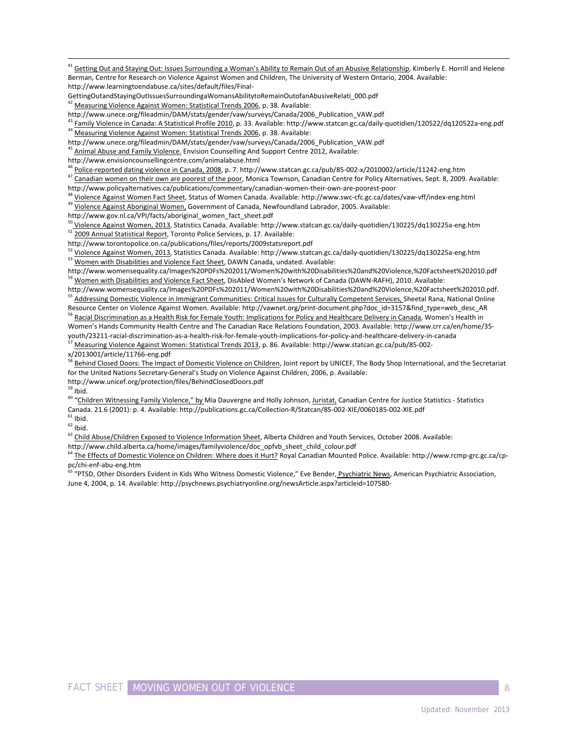[41] Getting Out and Staying Out: Issues Surrounding a Woman's Ability to Remain Out of an Abusive Relationship, Kimberly E. Horrill and Helene Berman, Centre for Research on Violence Against Women and Children, The University of Western Ontario, 2004. Available: http://www.learningtoendabuse.ca/sites/default/files/Final-GettingOutandStayingOutIssuesSurroundingaWomansAbilitytoRemainOutofanAbusiveRelati_000.pdf

[42] Measuring Violence Against Women: Statistical Trends 2006, p. 38. Available: http://www.unece.org/fileadmin/DAM/stats/gender/vaw/surveys/Canada/2006_Publication_VAW.pdf

[43] Family Violence in Canada: A Statistical Profile 2010, p. 33. Available: http://www.statcan.gc.ca/daily-quotidien/120522/dq120522a-eng.pdf

[44] Measuring Violence Against Women: Statistical Trends 2006, p. 38. Available: http://www.unece.org/fileadmin/DAM/stats/gender/vaw/surveys/Canada/2006_Publication_VAW.pdf

[45] Animal Abuse and Family Violence. Envision Counselling And Support Centre 2012, Available: http://www.envisioncounsellingcentre.com/animalabuse.html

[46] Police-reported dating violence in Canada, 2008, p. 7. http://www.statcan.gc.ca/pub/85-002-x/2010002/article/11242-eng.htm

[47] Canadian women on their own are poorest of the poor, Monica Townson, Canadian Centre for Policy Alternatives, Sept. 8, 2009. Available: http://www.policyalternatives.ca/publications/commentary/canadian-women-their-own-are-poorest-poor

[48] Violence Against Women Fact Sheet, Status of Women Canada. Available: http://www.swc-cfc.gc.ca/dates/vaw-vff/index-eng.html

[49] Violence Against Aboriginal Women, Government of Canada, Newfoundland Labrador, 2005. Available: http://www.gov.nl.ca/VPI/facts/aboriginal_women_fact_sheet.pdf

[50] Violence Against Women, 2013, Statistics Canada. Available: http://www.statcan.gc.ca/daily-quotidien/130225/dq130225a-eng.htm

[51] 2009 Annual Statistical Report, Toronto Police Services, p. 17. Available: http://www.torontopolice.on.ca/publications/files/reports/2009statsreport.pdf

[52] Violence Against Women, 2013, Statistics Canada. Available: http://www.statcan.gc.ca/daily-quotidien/130225/dq130225a-eng.htm

[53] Women with Disabilities and Violence Fact Sheet, DAWN Canada, undated. Available: http://www.womensequality.ca/Images%20PDFs%202011/Women%20with%20Disabilities%20and%20Violence,%20Factsheet%202010.pdf

[54] Women with Disabilities and Violence Fact Sheet, DisAbled Women's Network of Canada (DAWN-RAFH), 2010. Available: http://www.womensequality.ca/Images%20PDFs%202011/Women%20with%20Disabilities%20and%20Violence,%20Factsheet%202010.pdf.

[55] Addressing Domestic Violence in Immigrant Communities: Critical Issues for Culturally Competent Services, Sheetal Rana, National Online Resource Center on Violence Against Women. Available: http://vawnet.org/print-document.php?doc_id=3157&find_type=web_desc_AR

[56] Racial Discrimination as a Health Risk for Female Youth: Implications for Policy and Healthcare Delivery in Canada, Women's Health in Women's Hands Community Health Centre and The Canadian Race Relations Foundation, 2003. Available: http://www.crr.ca/en/home/35-youth/23211-racial-discrimination-as-a-health-risk-for-female-youth-implications-for-policy-and-healthcare-delivery-in-canada

[57] Measuring Violence Against Women: Statistical Trends 2013, p. 86. Available: http://www.statcan.gc.ca/pub/85-002-x/2013001/article/11766-eng.pdf

[58] Behind Closed Doors: The Impact of Domestic Violence on Children, Joint report by UNICEF, The Body Shop International, and the Secretariat for the United Nations Secretary-General's Study on Violence Against Children, 2006, p. Available: http://www.unicef.org/protection/files/BehindClosedDoors.pdf

[59] Ibid.

[60] "Children Witnessing Family Violence," by Mia Dauvergne and Holly Johnson, Juristat, Canadian Centre for Justice Statistics - Statistics Canada. 21.6 (2001): p. 4. Available: http://publications.gc.ca/Collection-R/Statcan/85-002-XIE/0060185-002-XIE.pdf

[61] Ibid.

[62] Ibid.

[63] Child Abuse/Children Exposed to Violence Information Sheet, Alberta Children and Youth Services, October 2008. Available: http://www.child.alberta.ca/home/images/familyviolence/doc_opfvb_sheet_child_colour.pdf

[64] The Effects of Domestic Violence on Children: Where does it Hurt? Royal Canadian Mounted Police. Available: http://www.rcmp-grc.gc.ca/cp-pc/chi-enf-abu-eng.htm

[65] "PTSD, Other Disorders Evident in Kids Who Witness Domestic Violence," Eve Bender, Psychiatric News, American Psychiatric Association, June 4, 2004, p. 14. Available: http://psychnews.psychiatryonline.org/newsArticle.aspx?articleid=107580-

Updated: November 2013